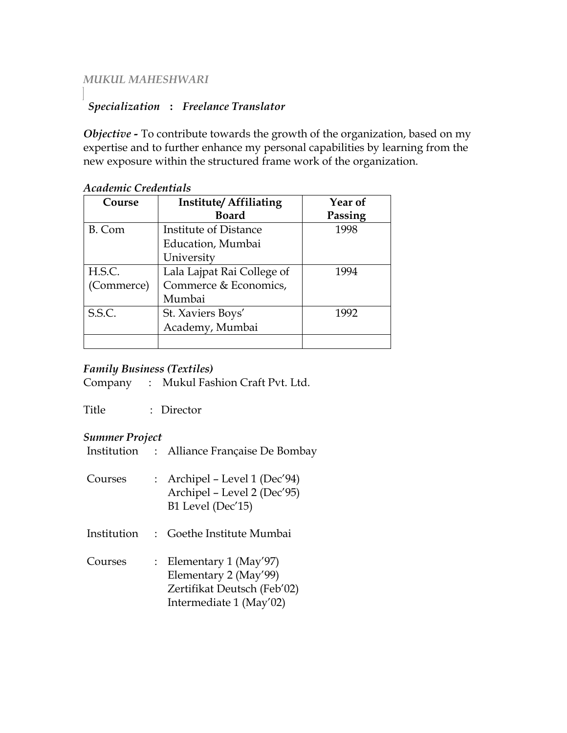*MUKUL MAHESHWARI*

***Specialization*** **:** ***Freelance Translator***

***Objective -*** To contribute towards the growth of the organization, based on my expertise and to further enhance my personal capabilities by learning from the new exposure within the structured frame work of the organization.

*Academic Credentials*

| Course | Institute/ Affiliating Board | Year of Passing |
|---|---|---|
| B. Com | Institute of Distance Education, Mumbai University | 1998 |
| H.S.C. (Commerce) | Lala Lajpat Rai College of Commerce & Economics, Mumbai | 1994 |
| S.S.C. | St. Xaviers Boys' Academy, Mumbai | 1992 |
| | | |

*Family Business (Textiles)*

Company : Mukul Fashion Craft Pvt. Ltd.

Title : Director

*Summer Project*

Institution : Alliance Française De Bombay

Courses : Archipel – Level 1 (Dec'94)
Archipel – Level 2 (Dec'95)
B1 Level (Dec'15)

Institution : Goethe Institute Mumbai

Courses : Elementary 1 (May'97)
Elementary 2 (May'99)
Zertifikat Deutsch (Feb'02)
Intermediate 1 (May'02)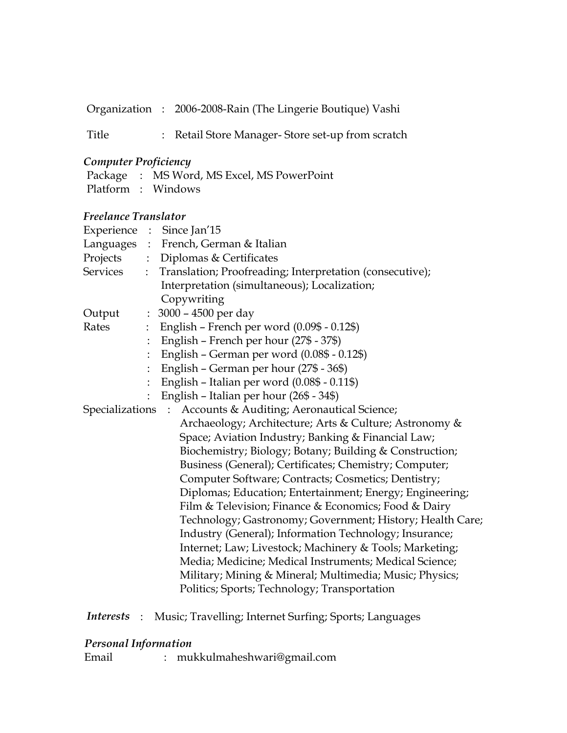Organization : 2006-2008-Rain (The Lingerie Boutique) Vashi

Title : Retail Store Manager- Store set-up from scratch

### *Computer Proficiency*

Package : MS Word, MS Excel, MS PowerPoint
Platform : Windows

### *Freelance Translator*

Experience : Since Jan'15
Languages : French, German & Italian
Projects : Diplomas & Certificates
Services : Translation; Proofreading; Interpretation (consecutive); Interpretation (simultaneous); Localization; Copywriting
Output : 3000 – 4500 per day
Rates : English – French per word (0.09$ - 0.12$)
: English – French per hour (27$ - 37$)
: English – German per word (0.08$ - 0.12$)
: English – German per hour (27$ - 36$)
: English – Italian per word (0.08$ - 0.11$)
: English – Italian per hour (26$ - 34$)
Specializations : Accounts & Auditing; Aeronautical Science; Archaeology; Architecture; Arts & Culture; Astronomy & Space; Aviation Industry; Banking & Financial Law; Biochemistry; Biology; Botany; Building & Construction; Business (General); Certificates; Chemistry; Computer; Computer Software; Contracts; Cosmetics; Dentistry; Diplomas; Education; Entertainment; Energy; Engineering; Film & Television; Finance & Economics; Food & Dairy Technology; Gastronomy; Government; History; Health Care; Industry (General); Information Technology; Insurance; Internet; Law; Livestock; Machinery & Tools; Marketing; Media; Medicine; Medical Instruments; Medical Science; Military; Mining & Mineral; Multimedia; Music; Physics; Politics; Sports; Technology; Transportation

***Interests*** : Music; Travelling; Internet Surfing; Sports; Languages

### *Personal Information*

Email : mukkulmaheshwari@gmail.com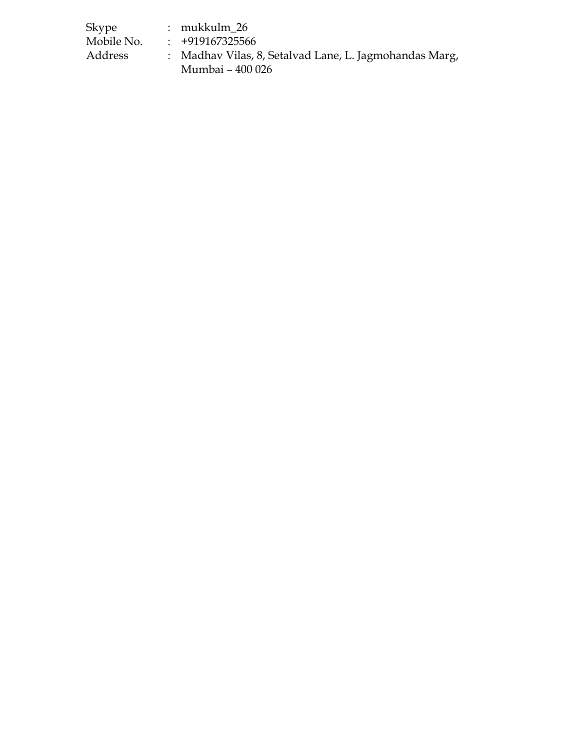| | | |
|---|---|---|
| Skype | : | mukkulm_26 |
| Mobile No. | : | +919167325566 |
| Address | : | Madhav Vilas, 8, Setalvad Lane, L. Jagmohandas Marg, Mumbai – 400 026 |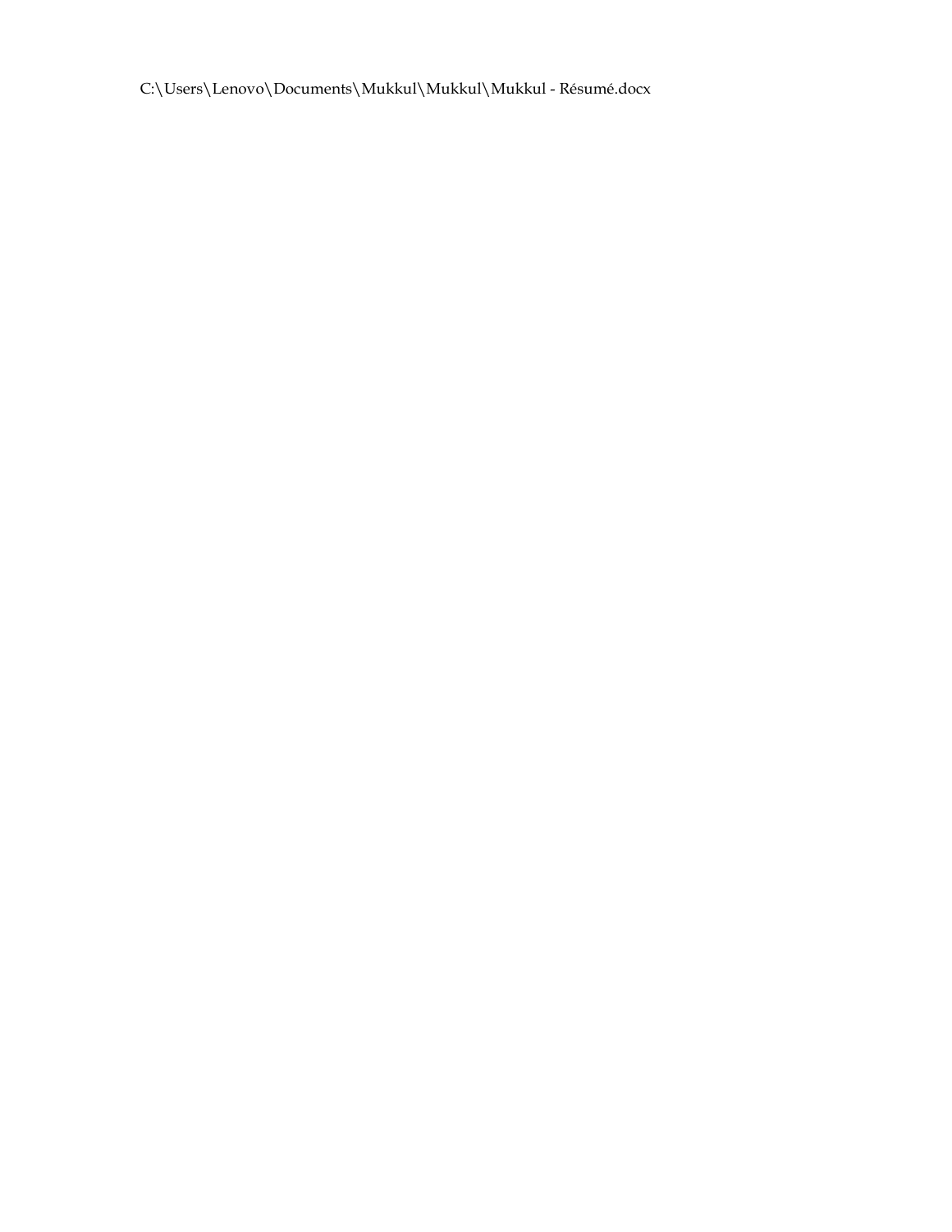C:\Users\Lenovo\Documents\Mukkul\Mukkul\Mukkul - Résumé.docx